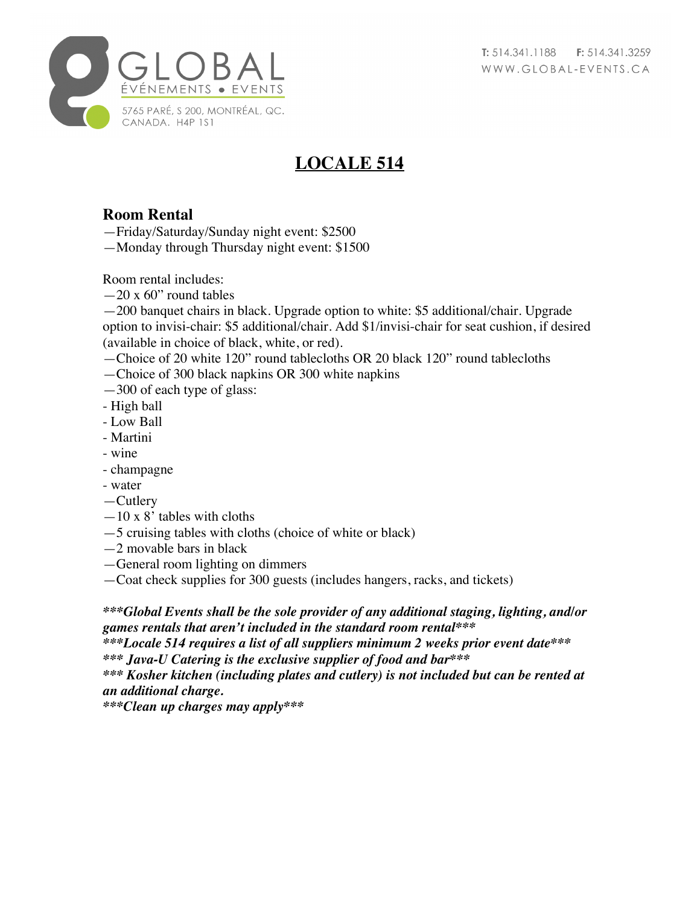GLOBAL
ÉVÉNEMENTS • EVENTS

5765 PARÉ, S 200, MONTRÉAL, QC.
CANADA. H4P 1S1

**T:** 514.341.1188 **F:** 514.341.3259
WWW.GLOBAL-EVENTS.CA

# LOCALE 514

## Room Rental

—Friday/Saturday/Sunday night event: $2500
—Monday through Thursday night event: $1500

Room rental includes:
—20 x 60" round tables
—200 banquet chairs in black. Upgrade option to white: $5 additional/chair. Upgrade option to invisi-chair: $5 additional/chair. Add $1/invisi-chair for seat cushion, if desired (available in choice of black, white, or red).
—Choice of 20 white 120" round tablecloths OR 20 black 120" round tablecloths
—Choice of 300 black napkins OR 300 white napkins
—300 of each type of glass:
- High ball
- Low Ball
- Martini
- wine
- champagne
- water
—Cutlery
—10 x 8' tables with cloths
—5 cruising tables with cloths (choice of white or black)
—2 movable bars in black
—General room lighting on dimmers
—Coat check supplies for 300 guests (includes hangers, racks, and tickets)

***\*\*\*Global Events shall be the sole provider of any additional staging, lighting, and/or games rentals that aren't included in the standard room rental\*\*\****
***\*\*\*Locale 514 requires a list of all suppliers minimum 2 weeks prior event date\*\*\****
***\*\*\* Java-U Catering is the exclusive supplier of food and bar\*\*\****
***\*\*\* Kosher kitchen (including plates and cutlery) is not included but can be rented at an additional charge.***
***\*\*\*Clean up charges may apply\*\*\****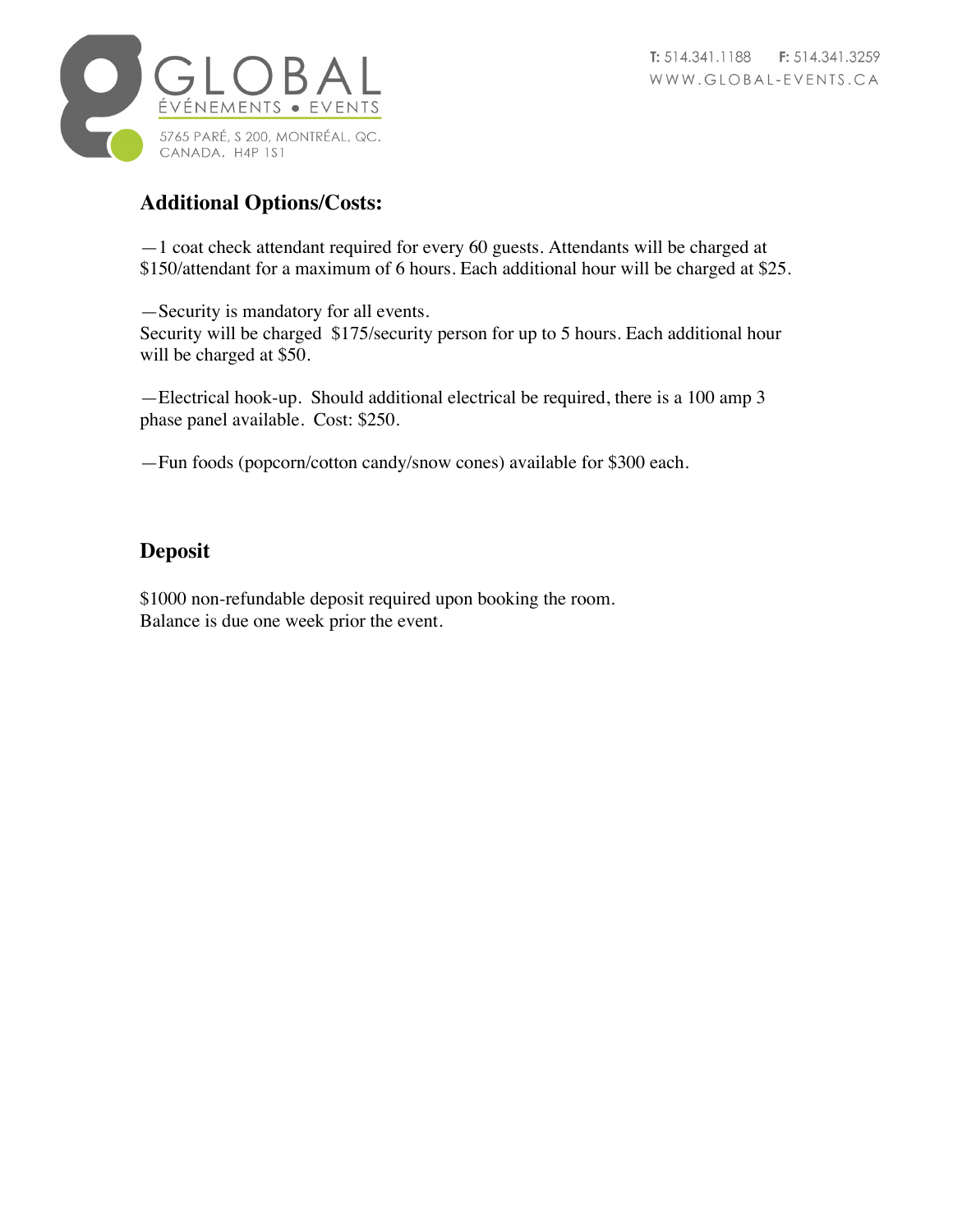## Additional Options/Costs:

—1 coat check attendant required for every 60 guests. Attendants will be charged at $150/attendant for a maximum of 6 hours. Each additional hour will be charged at $25.

—Security is mandatory for all events.
Security will be charged $175/security person for up to 5 hours. Each additional hour will be charged at $50.

—Electrical hook-up. Should additional electrical be required, there is a 100 amp 3 phase panel available. Cost: $250.

—Fun foods (popcorn/cotton candy/snow cones) available for $300 each.

## Deposit

$1000 non-refundable deposit required upon booking the room.
Balance is due one week prior the event.